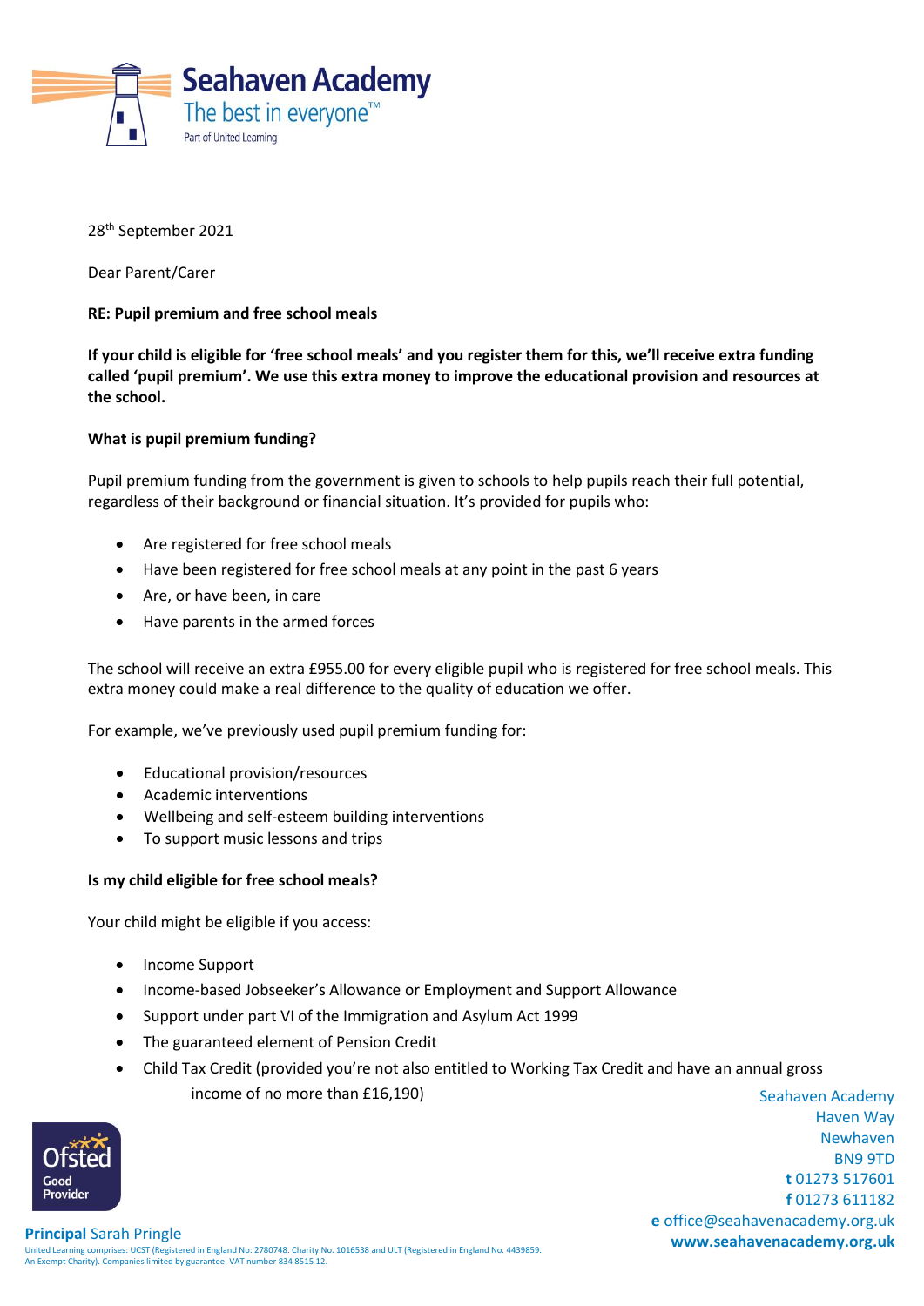Seahaven Academy
The best in everyone™
Part of United Learning

28th September 2021

Dear Parent/Carer

**RE: Pupil premium and free school meals**

**If your child is eligible for 'free school meals' and you register them for this, we'll receive extra funding called 'pupil premium'. We use this extra money to improve the educational provision and resources at the school.**

**What is pupil premium funding?**

Pupil premium funding from the government is given to schools to help pupils reach their full potential, regardless of their background or financial situation. It's provided for pupils who:

- Are registered for free school meals
- Have been registered for free school meals at any point in the past 6 years
- Are, or have been, in care
- Have parents in the armed forces

The school will receive an extra £955.00 for every eligible pupil who is registered for free school meals. This extra money could make a real difference to the quality of education we offer.

For example, we've previously used pupil premium funding for:

- Educational provision/resources
- Academic interventions
- Wellbeing and self-esteem building interventions
- To support music lessons and trips

**Is my child eligible for free school meals?**

Your child might be eligible if you access:

- Income Support
- Income-based Jobseeker's Allowance or Employment and Support Allowance
- Support under part VI of the Immigration and Asylum Act 1999
- The guaranteed element of Pension Credit
- Child Tax Credit (provided you're not also entitled to Working Tax Credit and have an annual gross income of no more than £16,190)

Ofsted Good Provider

**Principal** Sarah Pringle

United Learning comprises: UCST (Registered in England No: 2780748. Charity No. 1016538 and ULT (Registered in England No. 4439859. An Exempt Charity). Companies limited by guarantee. VAT number 834 8515 12.

Seahaven Academy
Haven Way
Newhaven
BN9 9TD
**t** 01273 517601
**f** 01273 611182
**e** office@seahavenacademy.org.uk
**www.seahavenacademy.org.uk**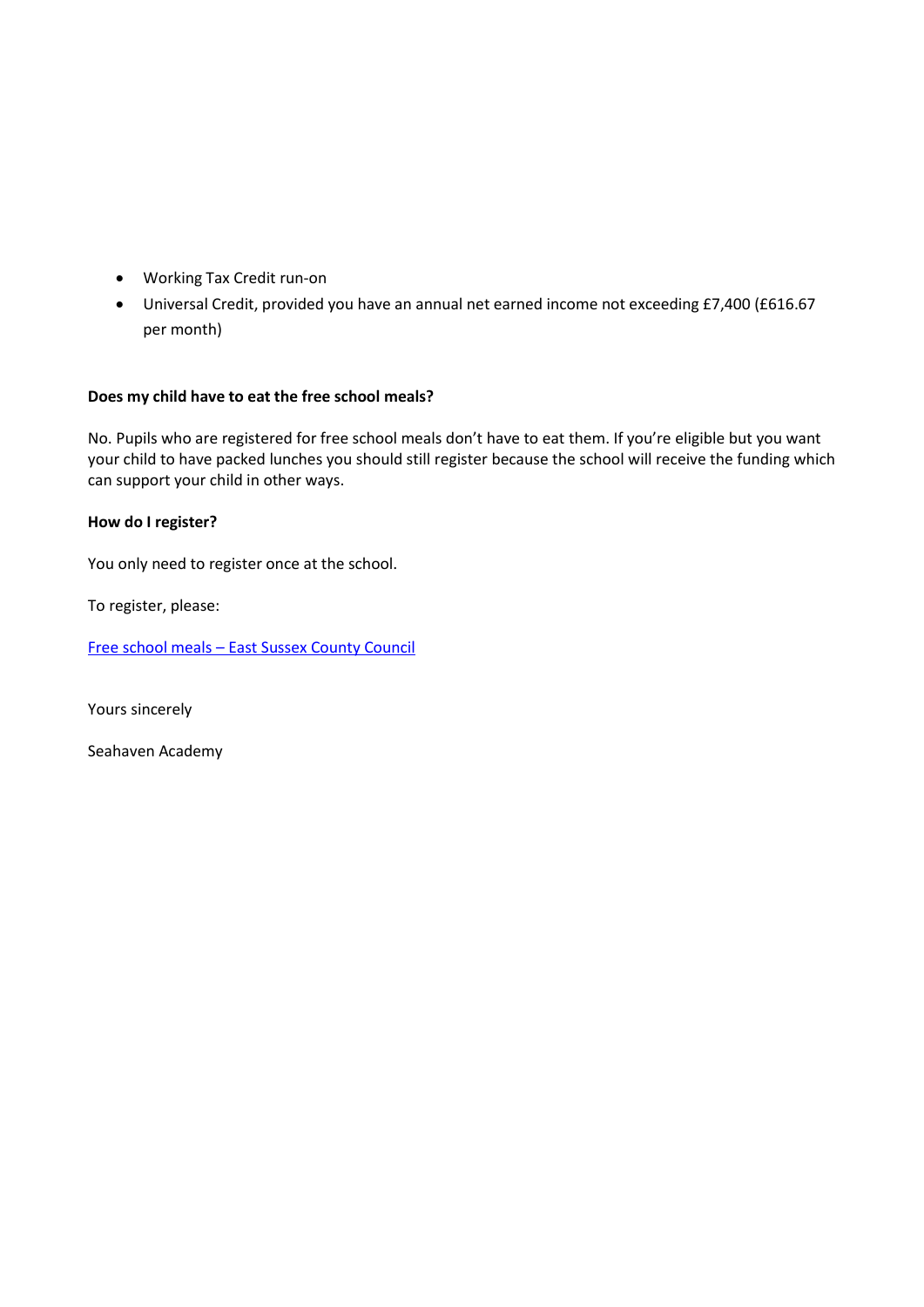- Working Tax Credit run-on
- Universal Credit, provided you have an annual net earned income not exceeding £7,400 (£616.67 per month)

**Does my child have to eat the free school meals?**

No. Pupils who are registered for free school meals don't have to eat them. If you're eligible but you want your child to have packed lunches you should still register because the school will receive the funding which can support your child in other ways.

**How do I register?**

You only need to register once at the school.

To register, please:

Free school meals – East Sussex County Council

Yours sincerely

Seahaven Academy